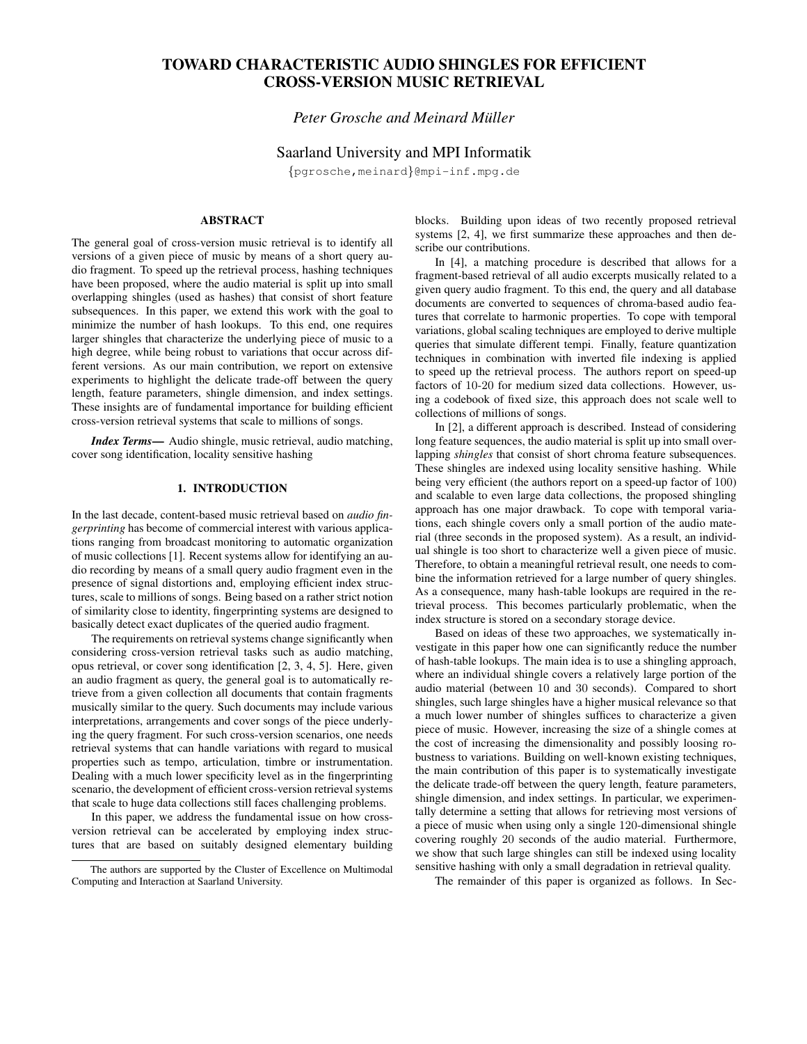# TOWARD CHARACTERISTIC AUDIO SHINGLES FOR EFFICIENT CROSS-VERSION MUSIC RETRIEVAL

*Peter Grosche and Meinard Müller*

Saarland University and MPI Informatik

{pgrosche,meinard}@mpi-inf.mpg.de

## ABSTRACT

The general goal of cross-version music retrieval is to identify all versions of a given piece of music by means of a short query audio fragment. To speed up the retrieval process, hashing techniques have been proposed, where the audio material is split up into small overlapping shingles (used as hashes) that consist of short feature subsequences. In this paper, we extend this work with the goal to minimize the number of hash lookups. To this end, one requires larger shingles that characterize the underlying piece of music to a high degree, while being robust to variations that occur across different versions. As our main contribution, we report on extensive experiments to highlight the delicate trade-off between the query length, feature parameters, shingle dimension, and index settings. These insights are of fundamental importance for building efficient cross-version retrieval systems that scale to millions of songs.

***Index Terms*—** Audio shingle, music retrieval, audio matching, cover song identification, locality sensitive hashing

## 1. INTRODUCTION

In the last decade, content-based music retrieval based on *audio fingerprinting* has become of commercial interest with various applications ranging from broadcast monitoring to automatic organization of music collections [1]. Recent systems allow for identifying an audio recording by means of a small query audio fragment even in the presence of signal distortions and, employing efficient index structures, scale to millions of songs. Being based on a rather strict notion of similarity close to identity, fingerprinting systems are designed to basically detect exact duplicates of the queried audio fragment.

The requirements on retrieval systems change significantly when considering cross-version retrieval tasks such as audio matching, opus retrieval, or cover song identification [2, 3, 4, 5]. Here, given an audio fragment as query, the general goal is to automatically retrieve from a given collection all documents that contain fragments musically similar to the query. Such documents may include various interpretations, arrangements and cover songs of the piece underlying the query fragment. For such cross-version scenarios, one needs retrieval systems that can handle variations with regard to musical properties such as tempo, articulation, timbre or instrumentation. Dealing with a much lower specificity level as in the fingerprinting scenario, the development of efficient cross-version retrieval systems that scale to huge data collections still faces challenging problems.

In this paper, we address the fundamental issue on how cross-version retrieval can be accelerated by employing index structures that are based on suitably designed elementary building blocks. Building upon ideas of two recently proposed retrieval systems [2, 4], we first summarize these approaches and then describe our contributions.

In [4], a matching procedure is described that allows for a fragment-based retrieval of all audio excerpts musically related to a given query audio fragment. To this end, the query and all database documents are converted to sequences of chroma-based audio features that correlate to harmonic properties. To cope with temporal variations, global scaling techniques are employed to derive multiple queries that simulate different tempi. Finally, feature quantization techniques in combination with inverted file indexing is applied to speed up the retrieval process. The authors report on speed-up factors of 10-20 for medium sized data collections. However, using a codebook of fixed size, this approach does not scale well to collections of millions of songs.

In [2], a different approach is described. Instead of considering long feature sequences, the audio material is split up into small overlapping *shingles* that consist of short chroma feature subsequences. These shingles are indexed using locality sensitive hashing. While being very efficient (the authors report on a speed-up factor of 100) and scalable to even large data collections, the proposed shingling approach has one major drawback. To cope with temporal variations, each shingle covers only a small portion of the audio material (three seconds in the proposed system). As a result, an individual shingle is too short to characterize well a given piece of music. Therefore, to obtain a meaningful retrieval result, one needs to combine the information retrieved for a large number of query shingles. As a consequence, many hash-table lookups are required in the retrieval process. This becomes particularly problematic, when the index structure is stored on a secondary storage device.

Based on ideas of these two approaches, we systematically investigate in this paper how one can significantly reduce the number of hash-table lookups. The main idea is to use a shingling approach, where an individual shingle covers a relatively large portion of the audio material (between 10 and 30 seconds). Compared to short shingles, such large shingles have a higher musical relevance so that a much lower number of shingles suffices to characterize a given piece of music. However, increasing the size of a shingle comes at the cost of increasing the dimensionality and possibly loosing robustness to variations. Building on well-known existing techniques, the main contribution of this paper is to systematically investigate the delicate trade-off between the query length, feature parameters, shingle dimension, and index settings. In particular, we experimentally determine a setting that allows for retrieving most versions of a piece of music when using only a single 120-dimensional shingle covering roughly 20 seconds of the audio material. Furthermore, we show that such large shingles can still be indexed using locality sensitive hashing with only a small degradation in retrieval quality.

The remainder of this paper is organized as follows. In Sec-

The authors are supported by the Cluster of Excellence on Multimodal Computing and Interaction at Saarland University.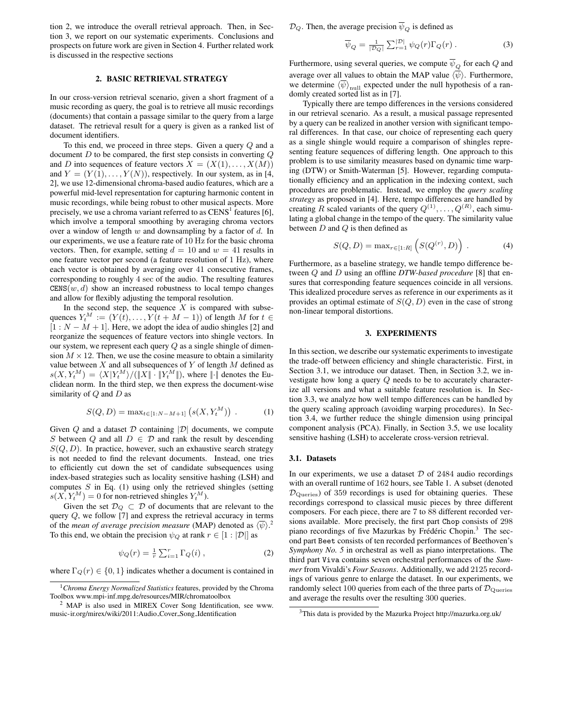tion 2, we introduce the overall retrieval approach. Then, in Section 3, we report on our systematic experiments. Conclusions and prospects on future work are given in Section 4. Further related work is discussed in the respective sections

## 2. BASIC RETRIEVAL STRATEGY

In our cross-version retrieval scenario, given a short fragment of a music recording as query, the goal is to retrieve all music recordings (documents) that contain a passage similar to the query from a large dataset. The retrieval result for a query is given as a ranked list of document identifiers.

To this end, we proceed in three steps. Given a query $Q$ and a document $D$ to be compared, the first step consists in converting $Q$ and $D$ into sequences of feature vectors $X = (X(1), \ldots, X(M))$ and $Y = (Y(1), \ldots, Y(N))$, respectively. In our system, as in [4, 2], we use 12-dimensional chroma-based audio features, which are a powerful mid-level representation for capturing harmonic content in music recordings, while being robust to other musical aspects. More precisely, we use a chroma variant referred to as CENS[1] features [6], which involve a temporal smoothing by averaging chroma vectors over a window of length $w$ and downsampling by a factor of $d$. In our experiments, we use a feature rate of 10 Hz for the basic chroma vectors. Then, for example, setting $d = 10$ and $w = 41$ results in one feature vector per second (a feature resolution of 1 Hz), where each vector is obtained by averaging over 41 consecutive frames, corresponding to roughly 4 sec of the audio. The resulting features $\mathtt{CENS}(w, d)$ show an increased robustness to local tempo changes and allow for flexibly adjusting the temporal resolution.

In the second step, the sequence $X$ is compared with subsequences $Y_t^M := (Y(t), \ldots, Y(t + M - 1))$ of length $M$ for $t \in [1 : N - M + 1]$. Here, we adopt the idea of audio shingles [2] and reorganize the sequences of feature vectors into shingle vectors. In our system, we represent each query $Q$ as a single shingle of dimension $M \times 12$. Then, we use the cosine measure to obtain a similarity value between $X$ and all subsequences of $Y$ of length $M$ defined as $s(X, Y_t^M) = \langle X | Y_t^M \rangle / (\|X\| \cdot \|Y_t^M\|)$, where $\|\cdot\|$ denotes the Euclidean norm. In the third step, we then express the document-wise similarity of $Q$ and $D$ as

$$S(Q, D) = \max_{t \in [1:N-M+1]} \left( s(X, Y_t^M) \right) . \quad (1)$$

Given $Q$ and a dataset $\mathcal{D}$ containing $|\mathcal{D}|$ documents, we compute $S$ between $Q$ and all $D \in \mathcal{D}$ and rank the result by descending $S(Q, D)$. In practice, however, such an exhaustive search strategy is not needed to find the relevant documents. Instead, one tries to efficiently cut down the set of candidate subsequences using index-based strategies such as locality sensitive hashing (LSH) and computes $S$ in Eq. (1) using only the retrieved shingles (setting $s(X, Y_t^M) = 0$ for non-retrieved shingles $Y_t^M$).

Given the set $\mathcal{D}_Q \subset \mathcal{D}$ of documents that are relevant to the query $Q$, we follow [7] and express the retrieval accuracy in terms of the *mean of average precision measure* (MAP) denoted as $\langle \overline{\psi} \rangle$.[2] To this end, we obtain the precision $\psi_Q$ at rank $r \in [1 : |\mathcal{D}|]$ as

$$\psi_Q(r) = \tfrac{1}{r} \sum_{i=1}^{r} \Gamma_Q(i) , \quad (2)$$

where $\Gamma_Q(r) \in \{0, 1\}$ indicates whether a document is contained in $\mathcal{D}_Q$. Then, the average precision $\overline{\psi}_Q$ is defined as

$$\overline{\psi}_Q = \tfrac{1}{|\mathcal{D}_Q|} \sum_{r=1}^{|\mathcal{D}|} \psi_Q(r) \Gamma_Q(r) . \quad (3)$$

Furthermore, using several queries, we compute $\overline{\psi}_Q$ for each $Q$ and average over all values to obtain the MAP value $\langle \overline{\psi} \rangle$. Furthermore, we determine $\langle \overline{\psi} \rangle_{\text{null}}$ expected under the null hypothesis of a randomly created sorted list as in [7].

Typically there are tempo differences in the versions considered in our retrieval scenario. As a result, a musical passage represented by a query can be realized in another version with significant temporal differences. In that case, our choice of representing each query as a single shingle would require a comparison of shingles representing feature sequences of differing length. One approach to this problem is to use similarity measures based on dynamic time warping (DTW) or Smith-Waterman [5]. However, regarding computationally efficiency and an application in the indexing context, such procedures are problematic. Instead, we employ the *query scaling strategy* as proposed in [4]. Here, tempo differences are handled by creating $R$ scaled variants of the query $Q^{(1)}, \ldots, Q^{(R)}$, each simulating a global change in the tempo of the query. The similarity value between $D$ and $Q$ is then defined as

$$S(Q, D) = \max_{r \in [1:R]} \left( S(Q^{(r)}, D) \right) . \quad (4)$$

Furthermore, as a baseline strategy, we handle tempo difference between $Q$ and $D$ using an offline *DTW-based procedure* [8] that ensures that corresponding feature sequences coincide in all versions. This idealized procedure serves as reference in our experiments as it provides an optimal estimate of $S(Q, D)$ even in the case of strong non-linear temporal distortions.

## 3. EXPERIMENTS

In this section, we describe our systematic experiments to investigate the trade-off between efficiency and shingle characteristic. First, in Section 3.1, we introduce our dataset. Then, in Section 3.2, we investigate how long a query $Q$ needs to be to accurately characterize all versions and what a suitable feature resolution is. In Section 3.3, we analyze how well tempo differences can be handled by the query scaling approach (avoiding warping procedures). In Section 3.4, we further reduce the shingle dimension using principal component analysis (PCA). Finally, in Section 3.5, we use locality sensitive hashing (LSH) to accelerate cross-version retrieval.

### 3.1. Datasets

In our experiments, we use a dataset $\mathcal{D}$ of 2484 audio recordings with an overall runtime of 162 hours, see Table 1. A subset (denoted $\mathcal{D}_{\text{Queries}}$) of 359 recordings is used for obtaining queries. These recordings correspond to classical music pieces by three different composers. For each piece, there are 7 to 88 different recorded versions available. More precisely, the first part `Chop` consists of 298 piano recordings of five Mazurkas by Frédéric Chopin.[3] The second part `Beet` consists of ten recorded performances of Beethoven's *Symphony No. 5* in orchestral as well as piano interpretations. The third part `Viva` contains seven orchestral performances of the *Summer* from Vivaldi's *Four Seasons*. Additionally, we add 2125 recordings of various genre to enlarge the dataset. In our experiments, we randomly select 100 queries from each of the three parts of $\mathcal{D}_{\text{Queries}}$ and average the results over the resulting 300 queries.

---

[1] *Chroma Energy Normalized Statistics* features, provided by the Chroma Toolbox www.mpi-inf.mpg.de/resources/MIR/chromatoolbox

[2] MAP is also used in MIREX Cover Song Identification, see www.music-ir.org/mirex/wiki/2011:Audio_Cover_Song_Identification

[3] This data is provided by the Mazurka Project http://mazurka.org.uk/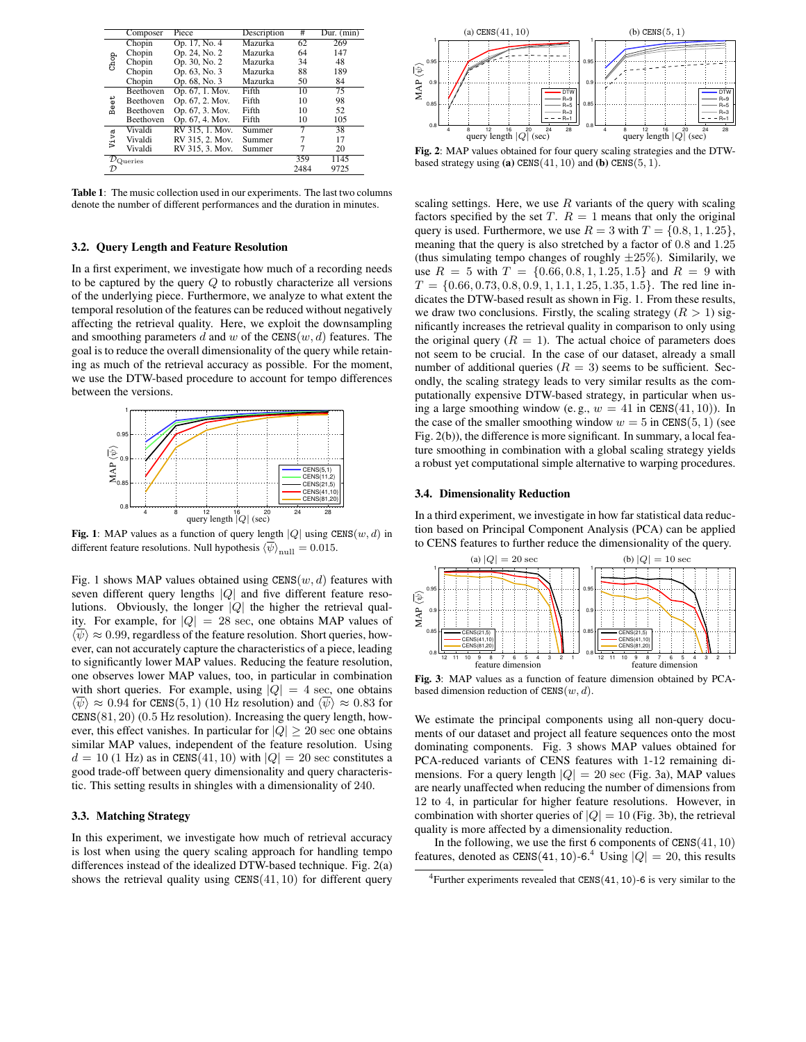| | Composer | Piece | Description | # | Dur. (min) |
|---|---|---|---|---|---|
| Chop | Chopin | Op. 17, No. 4 | Mazurka | 62 | 269 |
| | Chopin | Op. 24, No. 2 | Mazurka | 64 | 147 |
| | Chopin | Op. 30, No. 2 | Mazurka | 34 | 48 |
| | Chopin | Op. 63, No. 3 | Mazurka | 88 | 189 |
| | Chopin | Op. 68, No. 3 | Mazurka | 50 | 84 |
| Beet | Beethoven | Op. 67, 1. Mov. | Fifth | 10 | 75 |
| | Beethoven | Op. 67, 2. Mov. | Fifth | 10 | 98 |
| | Beethoven | Op. 67, 3. Mov. | Fifth | 10 | 52 |
| | Beethoven | Op. 67, 4. Mov. | Fifth | 10 | 105 |
| Viva | Vivaldi | RV 315, 1. Mov. | Summer | 7 | 38 |
| | Vivaldi | RV 315, 2. Mov. | Summer | 7 | 17 |
| | Vivaldi | RV 315, 3. Mov. | Summer | 7 | 20 |
| $\mathcal{D}_{\text{Queries}}$ | | | | 359 | 1145 |
| $\mathcal{D}$ | | | | 2484 | 9725 |

**Table 1**: The music collection used in our experiments. The last two columns denote the number of different performances and the duration in minutes.

### 3.2. Query Length and Feature Resolution

In a first experiment, we investigate how much of a recording needs to be captured by the query $Q$ to robustly characterize all versions of the underlying piece. Furthermore, we analyze to what extent the temporal resolution of the features can be reduced without negatively affecting the retrieval quality. Here, we exploit the downsampling and smoothing parameters $d$ and $w$ of the $\texttt{CENS}(w, d)$ features. The goal is to reduce the overall dimensionality of the query while retaining as much of the retrieval accuracy as possible. For the moment, we use the DTW-based procedure to account for tempo differences between the versions.

**Fig. 1**: MAP values as a function of query length $|Q|$ using $\texttt{CENS}(w, d)$ in different feature resolutions. Null hypothesis $\langle\overline{\psi}\rangle_{\text{null}} = 0.015$.

Fig. 1 shows MAP values obtained using $\texttt{CENS}(w, d)$ features with seven different query lengths $|Q|$ and five different feature resolutions. Obviously, the longer $|Q|$ the higher the retrieval quality. For example, for $|Q| = 28$ sec, one obtains MAP values of $\langle\overline{\psi}\rangle \approx 0.99$, regardless of the feature resolution. Short queries, however, can not accurately capture the characteristics of a piece, leading to significantly lower MAP values. Reducing the feature resolution, one observes lower MAP values, too, in particular in combination with short queries. For example, using $|Q| = 4$ sec, one obtains $\langle\overline{\psi}\rangle \approx 0.94$ for $\texttt{CENS}(5, 1)$ (10 Hz resolution) and $\langle\overline{\psi}\rangle \approx 0.83$ for $\texttt{CENS}(81, 20)$ (0.5 Hz resolution). Increasing the query length, however, this effect vanishes. In particular for $|Q| \geq 20$ sec one obtains similar MAP values, independent of the feature resolution. Using $d = 10$ (1 Hz) as in $\texttt{CENS}(41, 10)$ with $|Q| = 20$ sec constitutes a good trade-off between query dimensionality and query characteristic. This setting results in shingles with a dimensionality of 240.

### 3.3. Matching Strategy

In this experiment, we investigate how much of retrieval accuracy is lost when using the query scaling approach for handling tempo differences instead of the idealized DTW-based technique. Fig. 2(a) shows the retrieval quality using $\texttt{CENS}(41, 10)$ for different query scaling settings. Here, we use $R$ variants of the query with scaling factors specified by the set $T$. $R = 1$ means that only the original query is used. Furthermore, we use $R = 3$ with $T = \{0.8, 1, 1.25\}$, meaning that the query is also stretched by a factor of 0.8 and 1.25 (thus simulating tempo changes of roughly $\pm 25\%$). Similarly, we use $R = 5$ with $T = \{0.66, 0.8, 1, 1.25, 1.5\}$ and $R = 9$ with $T = \{0.66, 0.73, 0.8, 0.9, 1, 1.1, 1.25, 1.35, 1.5\}$. The red line indicates the DTW-based result as shown in Fig. 1. From these results, we draw two conclusions. Firstly, the scaling strategy ($R > 1$) significantly increases the retrieval quality in comparison to only using the original query ($R = 1$). The actual choice of parameters does not seem to be crucial. In the case of our dataset, already a small number of additional queries ($R = 3$) seems to be sufficient. Secondly, the scaling strategy leads to very similar results as the computationally expensive DTW-based strategy, in particular when using a large smoothing window (e.g., $w = 41$ in $\texttt{CENS}(41, 10)$). In the case of the smaller smoothing window $w = 5$ in $\texttt{CENS}(5, 1)$ (see Fig. 2(b)), the difference is more significant. In summary, a local feature smoothing in combination with a global scaling strategy yields a robust yet computational simple alternative to warping procedures.

**Fig. 2**: MAP values obtained for four query scaling strategies and the DTW-based strategy using **(a)** $\texttt{CENS}(41, 10)$ and **(b)** $\texttt{CENS}(5, 1)$.

### 3.4. Dimensionality Reduction

In a third experiment, we investigate in how far statistical data reduction based on Principal Component Analysis (PCA) can be applied to CENS features to further reduce the dimensionality of the query.

**Fig. 3**: MAP values as a function of feature dimension obtained by PCA-based dimension reduction of $\texttt{CENS}(w, d)$.

We estimate the principal components using all non-query documents of our dataset and project all feature sequences onto the most dominating components. Fig. 3 shows MAP values obtained for PCA-reduced variants of CENS features with 1-12 remaining dimensions. For a query length $|Q| = 20$ sec (Fig. 3a), MAP values are nearly unaffected when reducing the number of dimensions from 12 to 4, in particular for higher feature resolutions. However, in combination with shorter queries of $|Q| = 10$ (Fig. 3b), the retrieval quality is more affected by a dimensionality reduction.

In the following, we use the first 6 components of $\texttt{CENS}(41, 10)$ features, denoted as $\texttt{CENS}(41, 10)\texttt{-6}$.[4] Using $|Q| = 20$, this results

[4] Further experiments revealed that $\texttt{CENS}(41, 10)\texttt{-6}$ is very similar to the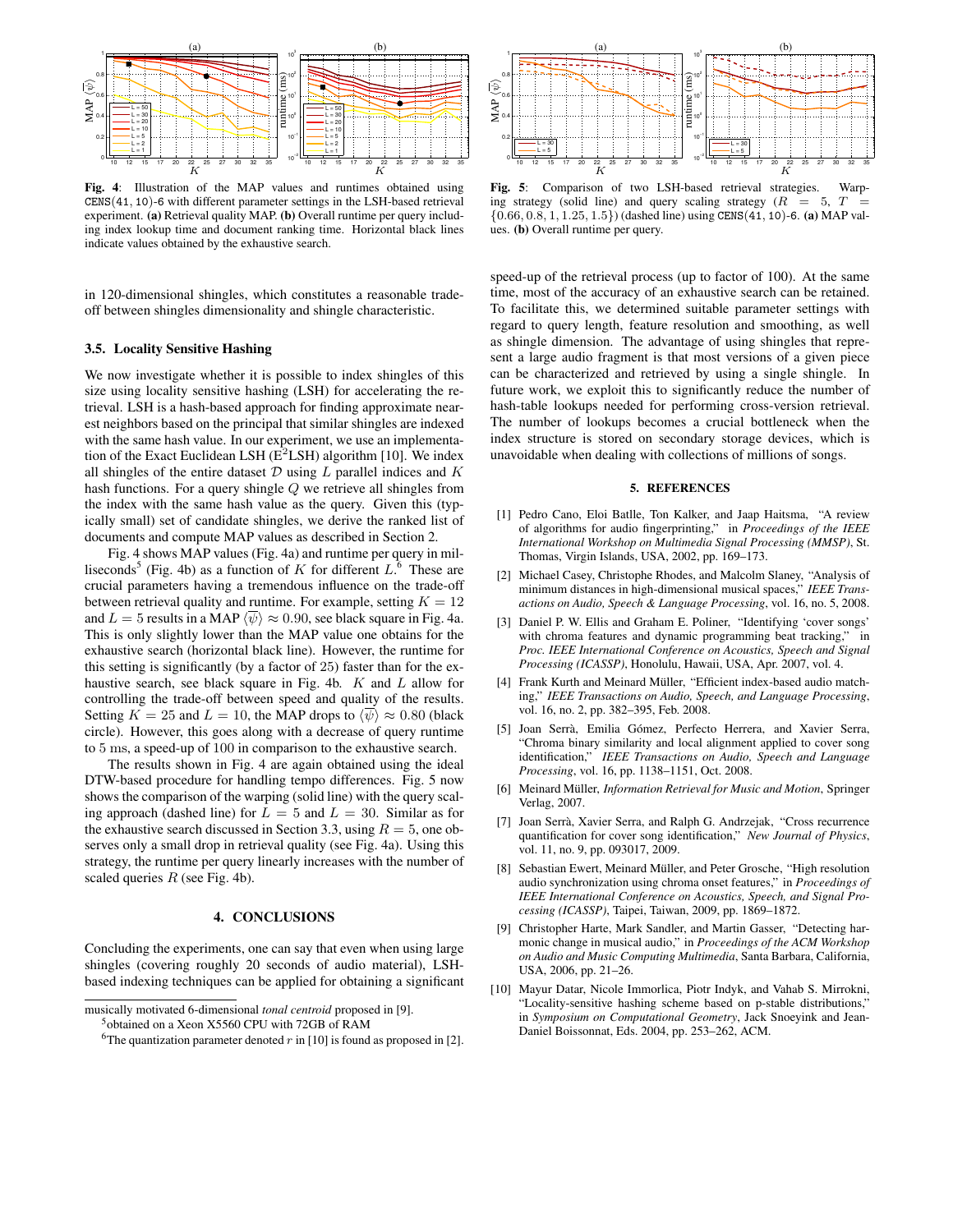(a)

MAP $\langle\bar{\psi}\rangle$

L = 50
L = 30
L = 20
L = 10
L = 5
L = 2
L = 1

K

(b)

runtime (ms)

L = 50
L = 30
L = 20
L = 10
L = 5
L = 2
L = 1

K

**Fig. 4**: Illustration of the MAP values and runtimes obtained using `CENS(41, 10)-6` with different parameter settings in the LSH-based retrieval experiment. **(a)** Retrieval quality MAP. **(b)** Overall runtime per query including index lookup time and document ranking time. Horizontal black lines indicate values obtained by the exhaustive search.

in 120-dimensional shingles, which constitutes a reasonable trade-off between shingles dimensionality and shingle characteristic.

### 3.5. Locality Sensitive Hashing

We now investigate whether it is possible to index shingles of this size using locality sensitive hashing (LSH) for accelerating the retrieval. LSH is a hash-based approach for finding approximate nearest neighbors based on the principal that similar shingles are indexed with the same hash value. In our experiment, we use an implementation of the Exact Euclidean LSH (E$^2$LSH) algorithm [10]. We index all shingles of the entire dataset $\mathcal{D}$ using $L$ parallel indices and $K$ hash functions. For a query shingle $Q$ we retrieve all shingles from the index with the same hash value as the query. Given this (typically small) set of candidate shingles, we derive the ranked list of documents and compute MAP values as described in Section 2.

Fig. 4 shows MAP values (Fig. 4a) and runtime per query in milliseconds[5] (Fig. 4b) as a function of $K$ for different $L$.[6] These are crucial parameters having a tremendous influence on the trade-off between retrieval quality and runtime. For example, setting $K = 12$ and $L = 5$ results in a MAP $\langle\bar{\psi}\rangle \approx 0.90$, see black square in Fig. 4a. This is only slightly lower than the MAP value one obtains for the exhaustive search (horizontal black line). However, the runtime for this setting is significantly (by a factor of 25) faster than for the exhaustive search, see black square in Fig. 4b. $K$ and $L$ allow for controlling the trade-off between speed and quality of the results. Setting $K = 25$ and $L = 10$, the MAP drops to $\langle\bar{\psi}\rangle \approx 0.80$ (black circle). However, this goes along with a decrease of query runtime to 5 ms, a speed-up of 100 in comparison to the exhaustive search.

The results shown in Fig. 4 are again obtained using the ideal DTW-based procedure for handling tempo differences. Fig. 5 now shows the comparison of the warping (solid line) with the query scaling approach (dashed line) for $L = 5$ and $L = 30$. Similar as for the exhaustive search discussed in Section 3.3, using $R = 5$, one observes only a small drop in retrieval quality (see Fig. 4a). Using this strategy, the runtime per query linearly increases with the number of scaled queries $R$ (see Fig. 4b).

## 4. CONCLUSIONS

Concluding the experiments, one can say that even when using large shingles (covering roughly 20 seconds of audio material), LSH-based indexing techniques can be applied for obtaining a significant speed-up of the retrieval process (up to factor of 100). At the same time, most of the accuracy of an exhaustive search can be retained. To facilitate this, we determined suitable parameter settings with regard to query length, feature resolution and smoothing, as well as shingle dimension. The advantage of using shingles that represent a large audio fragment is that most versions of a given piece can be characterized and retrieved by using a single shingle. In future work, we exploit this to significantly reduce the number of hash-table lookups needed for performing cross-version retrieval. The number of lookups becomes a crucial bottleneck when the index structure is stored on secondary storage devices, which is unavoidable when dealing with collections of millions of songs.

musically motivated 6-dimensional *tonal centroid* proposed in [9].

[5] obtained on a Xeon X5560 CPU with 72GB of RAM

[6] The quantization parameter denoted $r$ in [10] is found as proposed in [2].

(a)

MAP $\langle\bar{\psi}\rangle$

L = 30
L = 5

K

(b)

runtime (ms)

L = 30
L = 5

K

**Fig. 5**: Comparison of two LSH-based retrieval strategies. Warping strategy (solid line) and query scaling strategy ($R = 5$, $T = \{0.66, 0.8, 1, 1.25, 1.5\}$) (dashed line) using `CENS(41, 10)-6`. **(a)** MAP values. **(b)** Overall runtime per query.

## 5. REFERENCES

[1] Pedro Cano, Eloi Batlle, Ton Kalker, and Jaap Haitsma, "A review of algorithms for audio fingerprinting," in *Proceedings of the IEEE International Workshop on Multimedia Signal Processing (MMSP)*, St. Thomas, Virgin Islands, USA, 2002, pp. 169–173.

[2] Michael Casey, Christophe Rhodes, and Malcolm Slaney, "Analysis of minimum distances in high-dimensional musical spaces," *IEEE Transactions on Audio, Speech & Language Processing*, vol. 16, no. 5, 2008.

[3] Daniel P. W. Ellis and Graham E. Poliner, "Identifying 'cover songs' with chroma features and dynamic programming beat tracking," in *Proc. IEEE International Conference on Acoustics, Speech and Signal Processing (ICASSP)*, Honolulu, Hawaii, USA, Apr. 2007, vol. 4.

[4] Frank Kurth and Meinard Müller, "Efficient index-based audio matching," *IEEE Transactions on Audio, Speech, and Language Processing*, vol. 16, no. 2, pp. 382–395, Feb. 2008.

[5] Joan Serrà, Emilia Gómez, Perfecto Herrera, and Xavier Serra, "Chroma binary similarity and local alignment applied to cover song identification," *IEEE Transactions on Audio, Speech and Language Processing*, vol. 16, pp. 1138–1151, Oct. 2008.

[6] Meinard Müller, *Information Retrieval for Music and Motion*, Springer Verlag, 2007.

[7] Joan Serrà, Xavier Serra, and Ralph G. Andrzejak, "Cross recurrence quantification for cover song identification," *New Journal of Physics*, vol. 11, no. 9, pp. 093017, 2009.

[8] Sebastian Ewert, Meinard Müller, and Peter Grosche, "High resolution audio synchronization using chroma onset features," in *Proceedings of IEEE International Conference on Acoustics, Speech, and Signal Processing (ICASSP)*, Taipei, Taiwan, 2009, pp. 1869–1872.

[9] Christopher Harte, Mark Sandler, and Martin Gasser, "Detecting harmonic change in musical audio," in *Proceedings of the ACM Workshop on Audio and Music Computing Multimedia*, Santa Barbara, California, USA, 2006, pp. 21–26.

[10] Mayur Datar, Nicole Immorlica, Piotr Indyk, and Vahab S. Mirrokni, "Locality-sensitive hashing scheme based on p-stable distributions," in *Symposium on Computational Geometry*, Jack Snoeyink and Jean-Daniel Boissonnat, Eds. 2004, pp. 253–262, ACM.